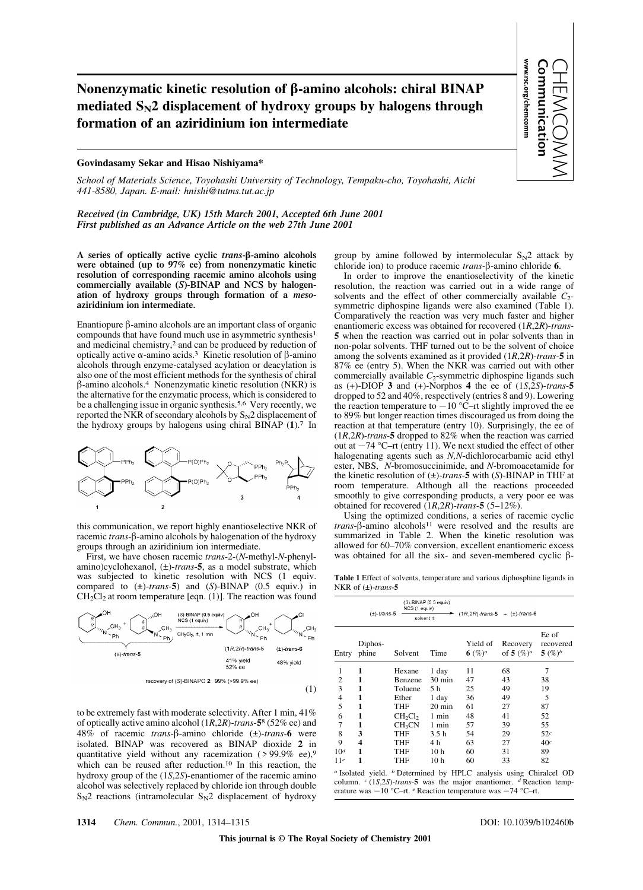# Nonenzymatic kinetic resolution of β-amino alcohols: chiral BINAP mediated $S_N2$ displacement of hydroxy groups by halogens through formation of an aziridinium ion intermediate

**Govindasamy Sekar and Hisao Nishiyama***

*School of Materials Science, Toyohashi University of Technology, Tempaku-cho, Toyohashi, Aichi 441-8580, Japan. E-mail: hnishi@tutms.tut.ac.jp*

*Received (in Cambridge, UK) 15th March 2001, Accepted 6th June 2001*
*First published as an Advance Article on the web 27th June 2001*

**A series of optically active cyclic *trans*-β-amino alcohols were obtained (up to 97% ee) from nonenzymatic kinetic resolution of corresponding racemic amino alcohols using commercially available (*S*)-BINAP and NCS by halogenation of hydroxy groups through formation of a *meso*-aziridinium ion intermediate.**

Enantiopure β-amino alcohols are an important class of organic compounds that have found much use in asymmetric synthesis[1] and medicinal chemistry,[2] and can be produced by reduction of optically active α-amino acids.[3] Kinetic resolution of β-amino alcohols through enzyme-catalysed acylation or deacylation is also one of the most efficient methods for the synthesis of chiral β-amino alcohols.[4] Nonenzymatic kinetic resolution (NKR) is the alternative for the enzymatic process, which is considered to be a challenging issue in organic synthesis.[5,6] Very recently, we reported the NKR of secondary alcohols by $S_N2$ displacement of the hydroxy groups by halogens using chiral BINAP (**1**).[7] In this communication, we report highly enantioselective NKR of racemic *trans*-β-amino alcohols by halogenation of the hydroxy groups through an aziridinium ion intermediate.

First, we have chosen racemic *trans*-2-(*N*-methyl-*N*-phenylamino)cyclohexanol, (±)-*trans*-**5**, as a model substrate, which was subjected to kinetic resolution with NCS (1 equiv. compared to (±)-*trans*-**5**) and (*S*)-BINAP (0.5 equiv.) in $CH_2Cl_2$ at room temperature [eqn. (1)]. The reaction was found to be extremely fast with moderate selectivity. After 1 min, 41% of optically active amino alcohol (1*R*,2*R*)-*trans*-**5**[8] (52% ee) and 48% of racemic *trans*-β-amino chloride (±)-*trans*-**6** were isolated. BINAP was recovered as BINAP dioxide **2** in quantitative yield without any racemization (>99.9% ee),[9] which can be reused after reduction.[10] In this reaction, the hydroxy group of the (1*S*,2*S*)-enantiomer of the racemic amino alcohol was selectively replaced by chloride ion through double $S_N2$ reactions (intramolecular $S_N2$ displacement of hydroxy group by amine followed by intermolecular $S_N2$ attack by chloride ion) to produce racemic *trans*-β-amino chloride **6**.

(±)-*trans*-**5** → [(*S*)-BINAP (0.5 equiv), NCS (1 equiv), $CH_2Cl_2$, rt, 1 min] → (1*R*,2*R*)-*trans*-**5** (41% yield, 52% ee) + (±)-*trans*-**6** (48% yield); recovery of (*S*)-BINAPO **2**: 99% (>99.9% ee) (1)

In order to improve the enantioselectivity of the kinetic resolution, the reaction was carried out in a wide range of solvents and the effect of other commercially available $C_2$-symmetric diphospine ligands were also examined (Table 1). Comparatively the reaction was very much faster and higher enantiomeric excess was obtained for recovered (1*R*,2*R*)-*trans*-**5** when the reaction was carried out in polar solvents than in non-polar solvents. THF turned out to be the solvent of choice among the solvents examined as it provided (1*R*,2*R*)-*trans*-**5** in 87% ee (entry 5). When the NKR was carried out with other commercially available $C_2$-symmetric diphospine ligands such as (+)-DIOP **3** and (+)-Norphos **4** the ee of (1*S*,2*S*)-*trans*-**5** dropped to 52 and 40%, respectively (entries 8 and 9). Lowering the reaction temperature to −10 °C–rt slightly improved the ee to 89% but longer reaction times discouraged us from doing the reaction at that temperature (entry 10). Surprisingly, the ee of (1*R*,2*R*)-*trans*-**5** dropped to 82% when the reaction was carried out at −74 °C–rt (entry 11). We next studied the effect of other halogenating agents such as *N*,*N*-dichlorocarbamic acid ethyl ester, NBS, *N*-bromosuccinimide, and *N*-bromoacetamide for the kinetic resolution of (±)-*trans*-**5** with (*S*)-BINAP in THF at room temperature. Although all the reactions proceeded smoothly to give corresponding products, a very poor ee was obtained for recovered (1*R*,2*R*)-*trans*-**5** (5–12%).

Using the optimized conditions, a series of racemic cyclic *trans*-β-amino alcohols[11] were resolved and the results are summarized in Table 2. When the kinetic resolution was allowed for 60–70% conversion, excellent enantiomeric excess was obtained for all the six- and seven-membered cyclic β-

**Table 1** Effect of solvents, temperature and various diphosphine ligands in NKR of (±)-*trans*-**5**

(±)-*trans*-**5** → [(*S*)-BINAP (0.5 equiv), NCS (1 equiv), solvent, rt] → (1*R*,2*R*)-*trans*-**5** + (±)-*trans*-**6**

| Entry | Diphos-phine | Solvent | Time | Yield of **6** (%)[a] | Recovery of **5** (%)[a] | Ee of recovered **5** (%)[b] |
|---|---|---|---|---|---|---|
| 1 | **1** | Hexane | 1 day | 11 | 68 | 7 |
| 2 | **1** | Benzene | 30 min | 47 | 43 | 38 |
| 3 | **1** | Toluene | 5 h | 25 | 49 | 19 |
| 4 | **1** | Ether | 1 day | 36 | 49 | 5 |
| 5 | **1** | THF | 20 min | 61 | 27 | 87 |
| 6 | **1** | $CH_2Cl_2$ | 1 min | 48 | 41 | 52 |
| 7 | **1** | $CH_3CN$ | 1 min | 57 | 39 | 55 |
| 8 | **3** | THF | 3.5 h | 54 | 29 | 52[c] |
| 9 | **4** | THF | 4 h | 63 | 27 | 40[c] |
| 10[d] | **1** | THF | 10 h | 60 | 31 | 89 |
| 11[e] | **1** | THF | 10 h | 60 | 33 | 82 |

[a] Isolated yield. [b] Determined by HPLC analysis using Chiralcel OD column. [c] (1*S*,2*S*)-*trans*-**5** was the major enantiomer. [d] Reaction temperature was −10 °C–rt. [e] Reaction temperature was −74 °C–rt.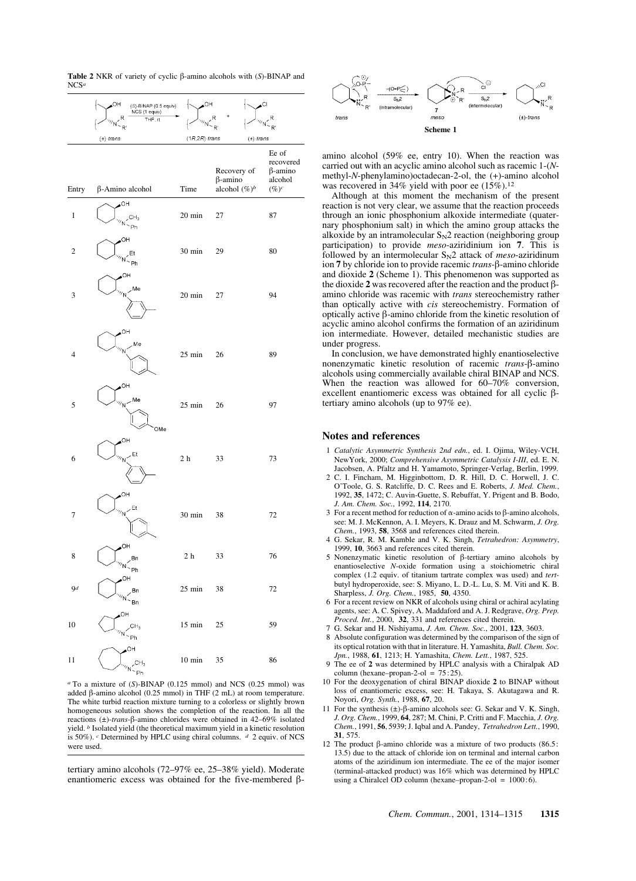**Table 2** NKR of variety of cyclic β-amino alcohols with (*S*)-BINAP and NCS[a]

(±)-*trans* → (*S*)-BINAP (0.5 equiv), NCS (1 equiv), THF, rt → (1*R*,2*R*)-*trans* + (±)-*trans*

| Entry | β-Amino alcohol | Time | Recovery of β-amino alcohol (%)[b] | Ee of recovered β-amino alcohol (%)[c] |
|---|---|---|---|---|
| 1 | R = $CH_3$, R′ = Ph (cyclohexyl) | 20 min | 27 | 87 |
| 2 | R = Et, R′ = Ph (cyclohexyl) | 30 min | 29 | 80 |
| 3 | R = Me, R′ = *m*-tolyl (cyclohexyl) | 20 min | 27 | 94 |
| 4 | R = Me, R′ = *p*-tolyl (cyclohexyl) | 25 min | 26 | 89 |
| 5 | R = Me, R′ = *p*-MeOC$_6$H$_4$ (cyclohexyl) | 25 min | 26 | 97 |
| 6 | R = Et, R′ = *m*-tolyl (cyclohexyl) | 2 h | 33 | 73 |
| 7 | R = Et, R′ = *p*-tolyl (cyclohexyl) | 30 min | 38 | 72 |
| 8 | R = Bn, R′ = Ph (cyclohexyl) | 2 h | 33 | 76 |
| 9[d] | R = Bn, R′ = Bn (cyclohexyl) | 25 min | 38 | 72 |
| 10 | R = $CH_3$, R′ = Ph (cyclopentyl) | 15 min | 25 | 59 |
| 11 | R = $CH_3$, R′ = Ph (cycloheptyl) | 10 min | 35 | 86 |

[a] To a mixture of (*S*)-BINAP (0.125 mmol) and NCS (0.25 mmol) was added β-amino alcohol (0.25 mmol) in THF (2 mL) at room temperature. The white turbid reaction mixture turning to a colorless or slightly brown homogeneous solution shows the completion of the reaction. In all the reactions (±)-*trans*-β-amino chlorides were obtained in 42–69% isolated yield. [b] Isolated yield (the theoretical maximum yield in a kinetic resolution is 50%). [c] Determined by HPLC using chiral columns. [d] 2 equiv. of NCS were used.

tertiary amino alcohols (72–97% ee, 25–38% yield). Moderate enantiomeric excess was obtained for the five-membered β-amino alcohol (59% ee, entry 10). When the reaction was carried out with an acyclic amino alcohol such as racemic 1-(*N*-methyl-*N*-phenylamino)octadecan-2-ol, the (+)-amino alcohol was recovered in 34% yield with poor ee (15%).[12]

trans → $-(O{=}P{<})$, $S_N2$ (intramolecular) → **7** *meso* → $Cl^-$, $S_N2$ (intermolecular) → (±)-*trans*

**Scheme 1**

Although at this moment the mechanism of the present reaction is not very clear, we assume that the reaction proceeds through an ionic phosphonium alkoxide intermediate (quaternary phosphonium salt) in which the amino group attacks the alkoxide by an intramolecular $S_N2$ reaction (neighboring group participation) to provide *meso*-aziridinium ion **7**. This is followed by an intermolecular $S_N2$ attack of *meso*-aziridinum ion **7** by chloride ion to provide racemic *trans*-β-amino chloride and dioxide **2** (Scheme 1). This phenomenon was supported as the dioxide **2** was recovered after the reaction and the product β-amino chloride was racemic with *trans* stereochemistry rather than optically active with *cis* stereochemistry. Formation of optically active β-amino chloride from the kinetic resolution of acyclic amino alcohol confirms the formation of an aziridinum ion intermediate. However, detailed mechanistic studies are under progress.

In conclusion, we have demonstrated highly enantioselective nonenzymatic kinetic resolution of racemic *trans*-β-amino alcohols using commercially available chiral BINAP and NCS. When the reaction was allowed for 60–70% conversion, excellent enantiomeric excess was obtained for all cyclic β-tertiary amino alcohols (up to 97% ee).

## Notes and references

1. *Catalytic Asymmetric Synthesis 2nd edn.*, ed. I. Ojima, Wiley-VCH, NewYork, 2000; *Comprehensive Asymmetric Catalysis I-III*, ed. E. N. Jacobsen, A. Pfaltz and H. Yamamoto, Springer-Verlag, Berlin, 1999.
2. C. I. Fincham, M. Higginbottom, D. R. Hill, D. C. Horwell, J. C. O'Toole, G. S. Ratcliffe, D. C. Rees and E. Roberts, *J. Med. Chem.*, 1992, **35**, 1472; C. Auvin-Guette, S. Rebuffat, Y. Prigent and B. Bodo, *J. Am. Chem. Soc.*, 1992, **114**, 2170.
3. For a recent method for reduction of α-amino acids to β-amino alcohols, see: M. J. McKennon, A. I. Meyers, K. Drauz and M. Schwarm, *J. Org. Chem.*, 1993, **58**, 3568 and references cited therein.
4. G. Sekar, R. M. Kamble and V. K. Singh, *Tetrahedron: Asymmetry*, 1999, **10**, 3663 and references cited therein.
5. Nonenzymatic kinetic resolution of β-tertiary amino alcohols by enantioselective *N*-oxide formation using a stoichiometric chiral complex (1.2 equiv. of titanium tartrate complex was used) and *tert*-butyl hydroperoxide, see: S. Miyano, L. D.-L. Lu, S. M. Viti and K. B. Sharpless, *J. Org. Chem.*, 1985, **50**, 4350.
6. For a recent review on NKR of alcohols using chiral or achiral acylating agents, see: A. C. Spivey, A. Maddaford and A. J. Redgrave, *Org. Prep. Proced. Int.*, 2000, **32**, 331 and references cited therein.
7. G. Sekar and H. Nishiyama, *J. Am. Chem. Soc.*, 2001, **123**, 3603.
8. Absolute configuration was determined by the comparison of the sign of its optical rotation with that in literature. H. Yamashita, *Bull. Chem. Soc. Jpn.*, 1988, **61**, 1213; H. Yamashita, *Chem. Lett.*, 1987, 525.
9. The ee of **2** was determined by HPLC analysis with a Chiralpak AD column (hexane–propan-2-ol = 75:25).
10. For the deoxygenation of chiral BINAP dioxide **2** to BINAP without loss of enantiomeric excess, see: H. Takaya, S. Akutagawa and R. Noyori, *Org. Synth.*, 1988, **67**, 20.
11. For the synthesis (±)-β-amino alcohols see: G. Sekar and V. K. Singh, *J. Org. Chem.*, 1999, **64**, 287; M. Chini, P. Critti and F. Macchia, *J. Org. Chem.*, 1991, **56**, 5939; J. Iqbal and A. Pandey, *Tetrahedron Lett.*, 1990, **31**, 575.
12. The product β-amino chloride was a mixture of two products (86.5:13.5) due to the attack of chloride ion on terminal and internal carbon atoms of the aziridinum ion intermediate. The ee of the major isomer (terminal-attacked product) was 16% which was determined by HPLC using a Chiralcel OD column (hexane–propan-2-ol = 1000:6).